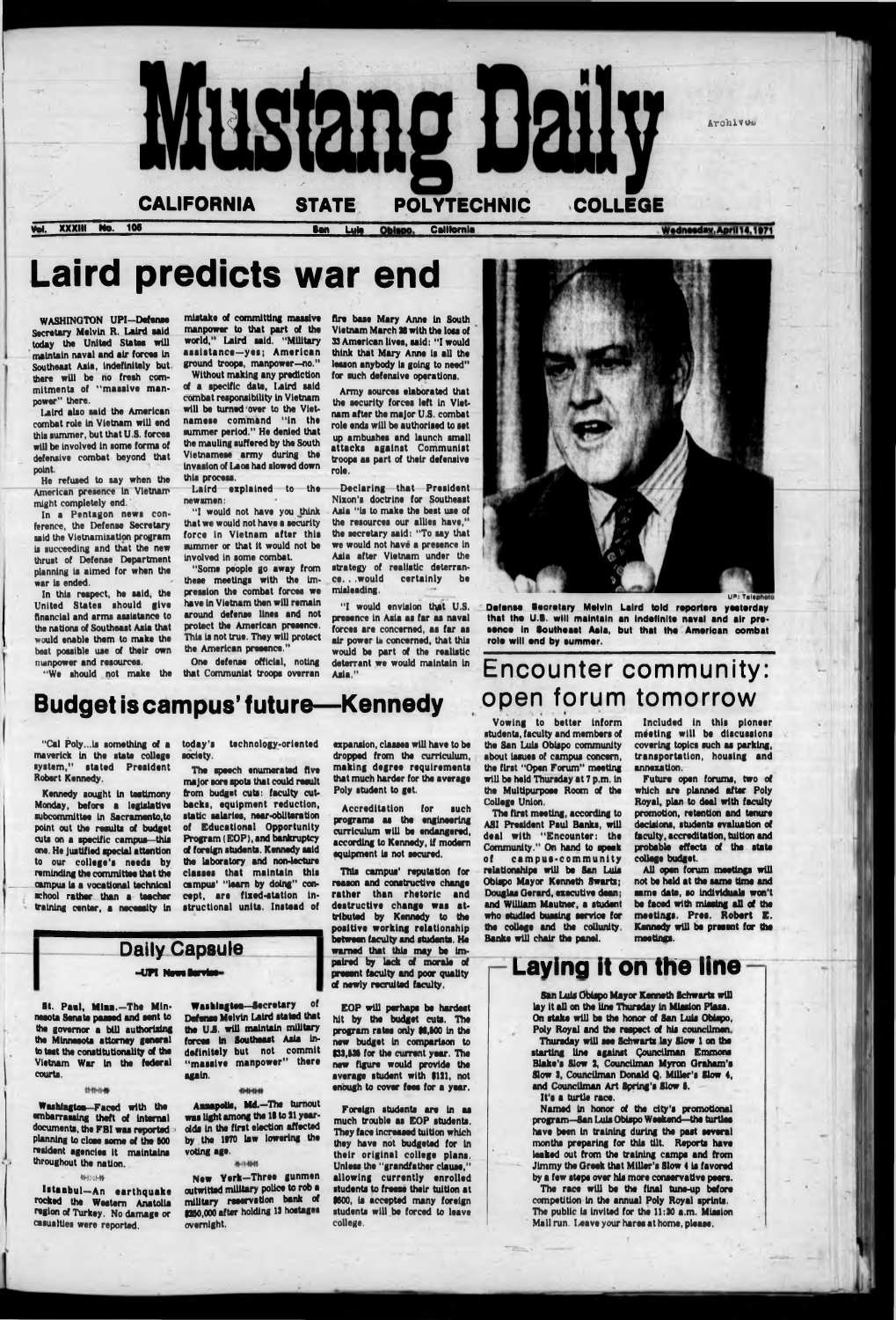# Mustang Daily

**CALIFORNIA STATE POLYTECHNIC COLLEGE**

Vol. XXXIII No. 105 — San Luis Obispo, California — Wednesday, April 14, 1971

## Laird predicts war end

WASHINGTON UPI—Defense Secretary Melvin R. Laird said today the United States will maintain naval and air forces in Southeast Asia, indefinitely but there will be no fresh commitments of "massive manpower" there.

Laird also said the American combat role in Vietnam will end this summer, but that U.S. forces will be involved in some forms of defensive combat beyond that point.

He refused to say when the American presence in Vietnam might completely end.

In a Pentagon news conference, the Defense Secretary said the Vietnamization program is succeeding and that the new thrust of Defense Department planning is aimed for when the war is ended.

In this respect, he said, the United States should give financial and arms assistance to the nations of Southeast Asia that would enable them to make the best possible use of their own manpower and resources.

"We should not make the mistake of committing massive manpower to that part of the world," Laird said. "Military assistance—yes; American ground troops, manpower—no."

Without making any prediction of a specific date, Laird said combat responsibility in Vietnam will be turned over to the Vietnamese command "in the summer period." He denied that the mauling suffered by the South Vietnamese army during the invasion of Laos had slowed down this process.

Laird explained to the newsmen:

"I would not have you think that we would not have a security force in Vietnam after this summer or that it would not be involved in some combat.

"Some people go away from these meetings with the impression the combat forces we have in Vietnam then will remain around defense lines and not protect the American presence. This is not true. They will protect the American presence."

One defense official, noting that Communist troops overran fire base Mary Anne in South Vietnam March 28 with the loss of 33 American lives, said: "I would think that Mary Anne is all the lesson anybody is going to need" for such defensive operations.

Army sources elaborated that the security forces left in Vietnam after the major U.S. combat role ends will be authorized to set up ambushes and launch small attacks against Communist troops as part of their defensive role.

Declaring that President Nixon's doctrine for Southeast Asia "is to make the best use of the resources our allies have," the secretary said: "To say that we would not have a presence in Asia after Vietnam under the strategy of realistic deterrence. . .would certainly be misleading.

"I would envision that U.S. presence in Asia as far as naval forces are concerned, as far as air power is concerned, that this would be part of the realistic deterrant we would maintain in Asia."

UPI Telephoto

**Defense Secretary Melvin Laird told reporters yesterday that the U.S. will maintain an indefinite naval and air presence in Southeast Asia, but that the American combat role will end by summer.**

## Budget is campus' future—Kennedy

"Cal Poly...is something of a maverick in the state college system," stated President Robert Kennedy.

Kennedy sought in testimony Monday, before a legislative subcommittee in Sacramento,to point out the results of budget cuts on a specific campus—this one. He justified special attention to our college's needs by reminding the committee that the campus is a vocational technical school rather than a teacher training center, a necessity in today's technology-oriented society.

The speech enumerated five major sore spots that could result from budget cuts: faculty cutbacks, equipment reduction, static salaries, near-obliteration of Educational Opportunity Program (EOP), and bankruptcy of foreign students. Kennedy said the laboratory and non-lecture classes that maintain this campus' "learn by doing" concept, are fixed-station instructional units. Instead of expansion, classes will have to be dropped from the curriculum, making degree requirements that much harder for the average Poly student to get.

Accreditation for such programs as the engineering curriculum will be endangered, according to Kennedy, if modern equipment is not secured.

This campus' reputation for reason and constructive change rather than rhetoric and destructive change was attributed by Kennedy to the positive working relationship between faculty and students. He warned that this may be impaired by lack of morale of present faculty and poor quality of newly recruited faculty.

EOP will perhaps be hardest hit by the budget cuts. The program rates only $6,500 in the new budget in comparison to $33,535 for the current year. The new figure would provide the average student with $121, not enough to cover fees for a year.

Foreign students are in as much trouble as EOP students. They face increased tuition which they have not budgeted for in their original college plans. Unless the "grandfather clause," allowing currently enrolled students to freeze their tuition at $600, is accepted many foreign students will be forced to leave college.

## Encounter community: open forum tomorrow

Vowing to better inform students, faculty and members of the San Luis Obispo community about issues of campus concern, the first "Open Forum" meeting will be held Thursday at 7 p.m. in the Multipurpose Room of the College Union.

The first meeting, according to ASI President Paul Banks, will deal with "Encounter: the Community." On hand to speak of campus-community relationships will be San Luis Obispo Mayor Kenneth Swarts; Douglas Gerard, executive dean; and William Mautner, a student who studied bussing service for the college and the collunity. Banks will chair the panel.

Included in this pioneer meeting will be discussions covering topics such as parking, transportation, housing and annexation.

Future open forums, two of which are planned after Poly Royal, plan to deal with faculty promotion, retention and tenure decisions, students evaluation of faculty, accreditation, tuition and probable effects of the state college budget.

All open forum meetings will not be held at the same time and same date, so individuals won't be faced with missing all of the meetings. Pres. Robert E. Kennedy will be present for the meetings.

## Daily Capsule

**—UPI News Service—**

**St. Paul, Minn.**—The Minnesota Senate passed and sent to the governor a bill authorizing the Minnesota attorney general to test the constitutionality of the Vietnam War in the federal courts.

#####

**Washington**—Faced with the embarrassing theft of internal documents, the FBI was reported planning to close some of the 500 resident agencies it maintains throughout the nation.

#####

**Istanbul**—An earthquake rocked the Western Anatolia region of Turkey. No damage or casualties were reported.

**Washington**—Secretary of Defense Melvin Laird stated that the U.S. will maintain military forces in Southeast Asia indefinitely but not commit "massive manpower" there again.

#####

**Annapolis, Md.**—The turnout was light among the 18 to 21 year-olds in the first election affected by the 1970 law lowering the voting age.

#####

**New York**—Three gunmen outwitted military police to rob a military reservation bank of $250,000 after holding 13 hostages overnight.

## Laying it on the line

San Luis Obispo Mayor Kenneth Schwarts will lay it all on the line Thursday in Mission Plaza. On stake will be the honor of San Luis Obispo, Poly Royal and the respect of his councilmen.

Thursday will see Schwarts lay Slow 1 on the starting line against Councilman Emmons Blake's Slow 2, Councilman Myron Graham's Slow 3, Councilman Donald Q. Miller's Slow 4, and Councilman Art Spring's Slow 5.

It's a turtle race.

Named in honor of the city's promotional program—San Luis Obispo Weekend—the turtles have been in training during the past several months preparing for this tilt. Reports have leaked out from the training camps and from Jimmy the Greek that Miller's Slow 4 is favored by a few steps over his more conservative peers.

The race will be the final tune-up before competition in the annual Poly Royal sprints. The public is invited for the 11:30 a.m. Mission Mall run. Leave your hares at home, please.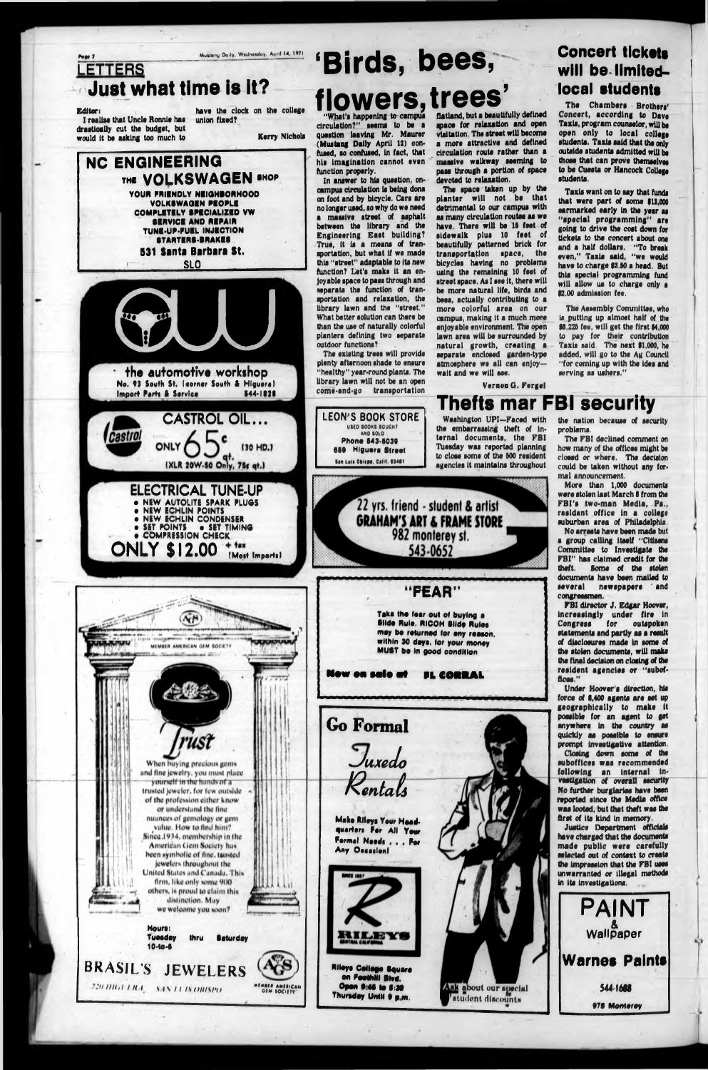## LETTERS

# Just what time is it?

Editor:

I realize that Uncle Ronnie has drastically cut the budget, but would it be asking too much to have the clock on the college union fixed?

Kerry Nichols

**NC ENGINEERING**
**THE VOLKSWAGEN SHOP**
YOUR FRIENDLY NEIGHBORHOOD VOLKSWAGEN PEOPLE
COMPLETELY SPECIALIZED VW SERVICE AND REPAIR
TUNE-UP-FUEL INJECTION
STARTERS-BRAKES
531 Santa Barbara St.
SLO

**the automotive workshop**
No. 93 South St. (corner South & Higuera)
Import Parts & Service 544-1828

**CASTROL OIL...**
ONLY 65¢ qt. (30 HD.)
(XLR 20W-50 Only, 75¢ qt.)

**ELECTRICAL TUNE-UP**
- NEW AUTOLITE SPARK PLUGS
- NEW ECHLIN POINTS
- NEW ECHLIN CONDENSER
- SET POINTS
- SET TIMING
- COMPRESSION CHECK

ONLY $12.00 + tax (Most Imports)

MEMBER AMERICAN GEM SOCIETY

*Trust*

When buying precious gems and fine jewelry, you must place yourself in the hands of a trusted jeweler, for few outside of the profession either know or understand the fine nuances of gemology or gem value. How to find him? Since 1934, membership in the American Gem Society has been symbolic of fine, trusted jewelers throughout the United States and Canada. This firm, like only some 900 others, is proud to claim this distinction. May we welcome you soon?

Hours: Tuesday thru Saturday 10-to-6

**BRASIL'S JEWELERS**
720 HIGUERA SAN LUIS OBISPO

MEMBER AMERICAN GEM SOCIETY

# 'Birds, bees, flowers, trees'

"What's happening to campus circulation?" seems to be a question leaving Mr. Maurer (Mustang Daily April 12) confused, so confused, in fact, that his imagination cannot even function properly.

In answer to his question, on-campus circulation is being done on foot and by bicycle. Cars are no longer used, so why do we need a massive street of asphalt between the library and the Engineering East building? True, it is a means of transportation, but what if we made this "street" adaptable to its new function? Let's make it an enjoyable space to pass through and separate the function of transportation and relaxation, the library lawn and the "street." What better solution can there be than the use of naturally colorful planters defining two separate outdoor functions?

The existing trees will provide plenty afternoon shade to ensure "healthy" year-round plants. The library lawn will not be an open come-and-go transportation flatland, but a beautifully defined space for relaxation and open visitation. The street will become a more attractive and defined circulation route rather than a massive walkway seeming to pass through a portion of space devoted to relaxation.

The space taken up by the planter will not be that detrimental to our campus with as many circulation routes as we have. There will be 15 feet of sidewalk plus 10 feet of beautifully patterned brick for transportation space, the bicycles having no problems using the remaining 10 feet of street space. As I see it, there will be more natural life, birds and bees, actually contributing to a more colorful area on our campus, making it a much more enjoyable environment. The open lawn area will be surrounded by natural growth, creating a separate enclosed garden-type atmosphere we all can enjoy—wait and we will see.

Vernon G. Fergel

**LEON'S BOOK STORE**
USED BOOKS BOUGHT AND SOLD
Phone 543-5039
659 Higuera Street
San Luis Obispo, Calif. 93401

22 yrs. friend - student & artist
**GRAHAM'S ART & FRAME STORE**
982 monterey st.
543-0652

**"FEAR"**

Take the fear out of buying a Slide Rule. RICOH Slide Rules may be returned for any reason, within 30 days, for your money MUST be in good condition

Now on sale at EL CORRAL

**Go Formal**

*Tuxedo Rentals*

Make Rileys Your Headquarters For All Your Formal Needs . . . For Any Occasion!

SINCE 1887
RILEYS
CENTRAL CALIFORNIA

Rileys College Square on Foothill Blvd.
Open 9:45 to 5:30
Thursday Until 9 p.m.

Ask about our special student discounts

# Concert tickets will be limited—local students

The Chambers Brothers' Concert, according to Dave Taxis, program counselor, will be open only to local college students. Taxis said that the only outside students admitted will be those that can prove themselves to be Cuesta or Hancock College students.

Taxis went on to say that funds that were part of some $13,000 earmarked early in the year as "special programming" are going to drive the cost down for tickets to the concert about one and a half dollars. "To break even," Taxis said, "we would have to charge $3.50 a head. But this special programming fund will allow us to charge only a $2.00 admission fee.

The Assembly Committee, who is putting up almost half of the $8,225 fee, will get the first $4,000 to pay for their contribution Taxis said. The next $1,000, he added, will go to the Ag Council "for coming up with the idea and serving as ushers."

# Thefts mar FBI security

Washington UPI—Faced with the embarrassing theft of internal documents, the FBI Tuesday was reported planning to close some of the 500 resident agencies it maintains throughout the nation because of security problems.

The FBI declined comment on how many of the offices might be closed or where. The decision could be taken without any formal announcement.

More than 1,000 documents were stolen last March 8 from the FBI's two-man Media, Pa., resident office in a college suburban area of Philadelphia.

No arrests have been made but a group calling itself "Citizens Committee to Investigate the FBI" has claimed credit for the theft. Some of the stolen documents have been mailed to several newspapers and congressmen.

FBI director J. Edgar Hoover, increasingly under fire in Congress for outspoken statements and partly as a result of disclosures made in some of the stolen documents, will make the final decision on closing of the resident agencies or "suboffices."

Under Hoover's direction, his force of 8,400 agents are set up geographically to make it possible for an agent to get anywhere in the country as quickly as possible to ensure prompt investigative attention.

Closing down some of the suboffices was recommended following an internal investigation of overall security. No further burglaries have been reported since the Media office was looted, but that theft was the first of its kind in memory.

Justice Department officials have charged that the documents made public were carefully selected out of context to create the impression that the FBI uses unwarranted or illegal methods in its investigations.

**PAINT & Wallpaper**

**Warnes Paints**

544-1668

978 Monterey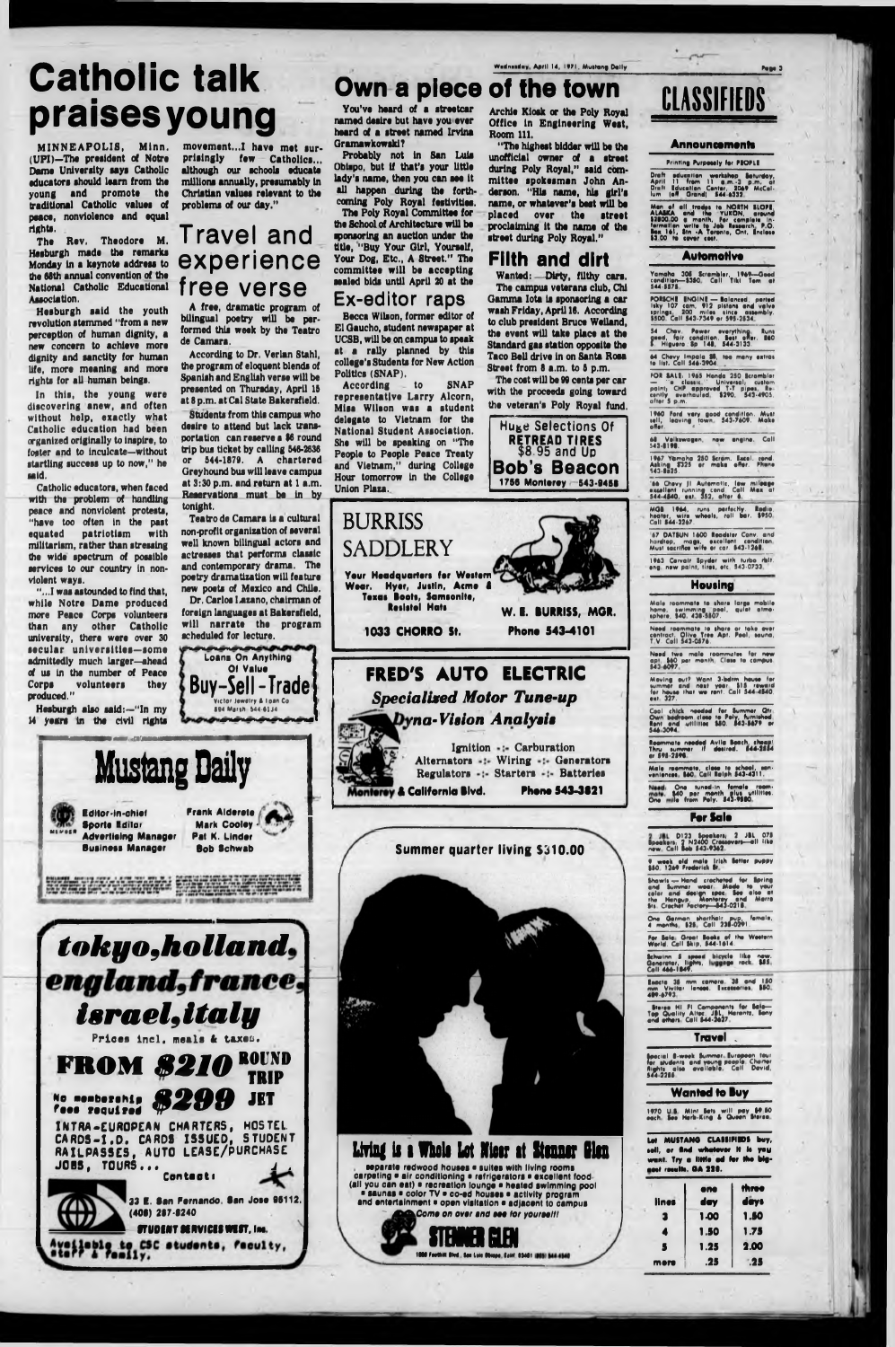# Catholic talk praises young

MINNEAPOLIS, Minn. (UPI)—The president of Notre Dame University says Catholic educators should learn from the young and promote the traditional Catholic values of peace, nonviolence and equal rights.

The Rev. Theodore M. Hesburgh made the remarks Monday in a keynote address to the 68th annual convention of the National Catholic Educational Association.

Hesburgh said the youth revolution stemmed "from a new perception of human dignity, a new concern to achieve more dignity and sanctity for human life, more meaning and more rights for all human beings.

In this, the young were discovering anew, and often without help, exactly what Catholic education had been organized originally to inspire, to foster and to inculcate—without startling success up to now," he said.

Catholic educators, when faced with the problem of handling peace and nonviolent protests, "have too often in the past equated patriotism with militarism, rather than stressing the wide spectrum of possible services to our country in nonviolent ways.

"...I was astounded to find that, while Notre Dame produced more Peace Corps volunteers than any other Catholic university, there were over 30 secular universities—some admittedly much larger—ahead of us in the number of Peace Corps volunteers they produced."

Hesburgh also said:—"In my 14 years in the civil rights movement...I have met surprisingly few Catholics... although our schools educate millions annually, presumably in Christian values relevant to the problems of our day."

# Travel and experience free verse

A free, dramatic program of bilingual poetry will be performed this week by the Teatro de Camara.

According to Dr. Verian Stahl, the program of eloquent blends of Spanish and English verse will be presented on Thursday, April 15 at 8 p.m. at Cal State Bakersfield.

Students from this campus who desire to attend but lack transportation can reserve a $6 round trip bus ticket by calling 546-2636 or 544-1879. A chartered Greyhound bus will leave campus at 3:30 p.m. and return at 1 a.m. Reservations must be in by tonight.

Teatro de Camara is a cultural non-profit organization of several well known bilingual actors and actresses that performs classic and contemporary drama. The poetry dramatization will feature new poets of Mexico and Chile.

Dr. Carlos Lazano, chairman of foreign languages at Bakersfield, will narrate the program scheduled for lecture.

Loans On Anything Of Value
**Buy-Sell-Trade**
Victor Jewelry & Loan Co
894 Marsh 544-6134

# Mustang Daily

Editor-in-chief: Frank Alderete
Sports Editor: Mark Cooley
Advertising Manager: Pat K. Linder
Business Manager: Bob Schwab

**tokyo, holland, england, france, israel, italy**

Prices incl. meals & taxes.

**FROM $210 ROUND TRIP**

No membership fees required **$299 JET**

INTRA-EUROPEAN CHARTERS, HOSTEL CARDS-I.D. CARDS ISSUED, STUDENT RAILPASSES, AUTO LEASE/PURCHASE JOBS, TOURS...

Contact:

23 E. San Fernando, San Jose 95112. (408) 287-8240

STUDENT SERVICES WEST, Inc.

Available to CSC students, faculty, staff & family.

# Own a piece of the town

You've heard of a streetcar named desire but have you ever heard of a street named Irvina Gramawkowski?

Probably not in San Luis Obispo, but if that's your little lady's name, then you can see it all happen during the forthcoming Poly Royal festivities.

The Poly Royal Committee for the School of Architecture will be sponsoring an auction under the title, "Buy Your Girl, Yourself, Your Dog, Etc., A Street." The committee will be accepting sealed bids until April 20 at the Archie Kiosk or the Poly Royal Office in Engineering West, Room 111.

"The highest bidder will be the unofficial owner of a street during Poly Royal," said committee spokesman John Anderson. "His name, his girl's name, or whatever's best will be placed over the street proclaiming it the name of the street during Poly Royal."

## Ex-editor raps

Becca Wilson, former editor of El Gaucho, student newspaper at UCSB, will be on campus to speak at a rally planned by the college's Students for New Action Politics (SNAP).

According to SNAP representative Larry Alcorn, Miss Wilson was a student delegate to Vietnam for the National Student Association. She will be speaking on "The People to People Peace Treaty and Vietnam," during College Hour tomorrow in the College Union Plaza.

## Filth and dirt

Wanted:—Dirty, filthy cars.

The campus veterans club, Chi Gamma Iota is sponsoring a car wash Friday, April 16. According to club president Bruce Welland, the event will take place at the Standard gas station opposite the Taco Bell drive in on Santa Rosa Street from 8 a.m. to 5 p.m.

The cost will be 99 cents per car with the proceeds going toward the veteran's Poly Royal fund.

Huge Selections Of
**RETREAD TIRES**
$8.95 and Up
**Bob's Beacon**
1756 Monterey 543-9458

**BURRISS SADDLERY**

Your Headquarters for Western Wear. Hyer, Justin, Acme & Texas Boots, Samsonite, Resistol Hats

1033 CHORRO St. — W. E. BURRISS, MGR. — Phone 543-4101

**FRED'S AUTO ELECTRIC**

*Specialized Motor Tune-up*

*Dyna-Vision Analysis*

Ignition -:- Carburation
Alternators -:- Wiring -:- Generators
Regulators -:- Starters -:- Batteries

Monterey & California Blvd. — Phone 543-3821

Summer quarter living $310.00

**Living is a Whole Lot Nicer at Stenner Glen**

separate redwood houses • suites with living rooms carpeting • air conditioning • refrigerators • excellent food (all you can eat) • recreation lounge • heated swimming pool • saunas • color TV • co-ed houses • activity program and entertainment • open visitation • adjacent to campus

Come on over and see for yourself!

**STENNER GLEN**

1050 Foothill Blvd, San Luis Obispo, Calif 93401 (805) 544-4540

# CLASSIFIEDS

## Announcements

Printing Purposely for PEOPLE

Draft education workshop Saturday, April 11 from 11 a.m.-2 p.m. at Draft Education Center, 2069 McCollum (off Grand) 544-6332.

Men of all trades to NORTH SLOPE, ALASKA and the YUKON, around $2800.00 a month. For complete information write to Job Research, P.O. Box 161, Stn. -A Toronto, Ont. Enclose $3.00 to cover cost.

## Automotive

Yamaha 305 Scrambler, 1969—Good condition—$380. Call Tiki Tom at 544-5575.

PORSCHE ENGINE — Balanced, ported Isky 107 cam, 912 pistons and valve springs, 200 miles since assembly. $500. Call 543-7349 or 595-2534.

54 Chev. Power everything. Runs good, fair condition. Best offer. $60 S. Higuera Sp 148, 544-3133.

64 Chevy Impala $8, too many extras to list. Call 546-3906.

FOR SALE: 1965 Honda 250 Scrambler — a classic. Universal, custom paint, CHP approved 15" pipes. Recently overhauled. $290. 543-4905 after 5 p.m.

1960 Ford very good condition. Must sell, leaving town. 543-7609. Make offer.

68 Volkswagen, new engine. Call 543-8198.

1967 Yamaha 250 Scrm. Excel. cond. Asking $325 or make offer. Phone 543-8825.

'66 Chevy II Automatic, low mileage excellent running cond. Call Max at 544-4540, ext. 352, after 6.

MGB 1964, runs perfectly. Radio heater, wire wheels, roll bar. $950. Call 544-3267.

'67 DATSUN 1600 Roadster Conv. and hardtop, mags, excellent condition. Must sacrifice wife or car. 543-7527.

1963 Corvair Spyder with turbo rblt. eng. new paint, tires, etc. 543-0733.

## Housing

Male roommate to share large mobile home, swimming pool, quiet atmosphere. $40. 438-5507.

Need roommate to share or take over contract. Olive Tree Apt. Pool, sauna, T.V. Call 543-0576.

Need two male roommates for new apt. $60 per month. Close to campus. 543-6097.

Moving out? Want 3-bdrm house for summer and next year. $15 reward for house that we rent. Call 544-4540 ext. 327.

Cool chick needed for Summer Qtr. Own bedroom close to Poly, furnished. Rent and utilities $50. 543-5679 or 546-3094.

Roommate needed Avila Beach, cheap! Thru summer if desired. 544-2554 or 595-2298.

Male roommate, close to school, conveniences. $60. Call Ralph 543-4311.

Need: One tuned-in female roommate. $40 per month plus utilities. One mile from Poly. 543-9980.

## For Sale

2 JBL D123 Speakers; 2 JBL 075 Speakers; 2 N2400 Crossovers—all like new. Call Bob 543-9362.

9 week old male Irish Setter puppy $50. 1269 Frederick St.

Shawls — Hand crocheted for Spring and Summer wear. Made to your color and design spec. See also at the Hangup, Monterey and Morro Sts. Crochet Factory—543-0218.

One German shorthair pup, female, 4 months, $25. Call 238-0291.

For Sale: Great Books of the Western World. Call Skip, 544-1614.

Schwinn 5 speed bicycle like new. Generator, lights, luggage rack. $65. Call 466-1849.

Exakta 35 mm camera, 35 and 150 mm Vivitar lenses. Excessories. $150. 489-6793.

Stereo HI FI Components for Sale—Top Quality Altec, JBL, Marantz, Sony and others. Call 544-3627.

## Travel

Special 8-week Summer European tour for students and young people. Charter flights also available. Call David, 544-2250.

## Wanted to Buy

1970 U.S. Mint Sets will pay $9.50 each. See Herb King & Queen Stores.

Let MUSTANG CLASSIFIEDS buy, sell, or find whatever it is you want. Try a little ad for the biggest results. GA 226.

| lines | one day | three days |
|---|---|---|
| 3 | 1.00 | 1.50 |
| 4 | 1.50 | 1.75 |
| 5 | 1.25 | 2.00 |
| more | .25 | .25 |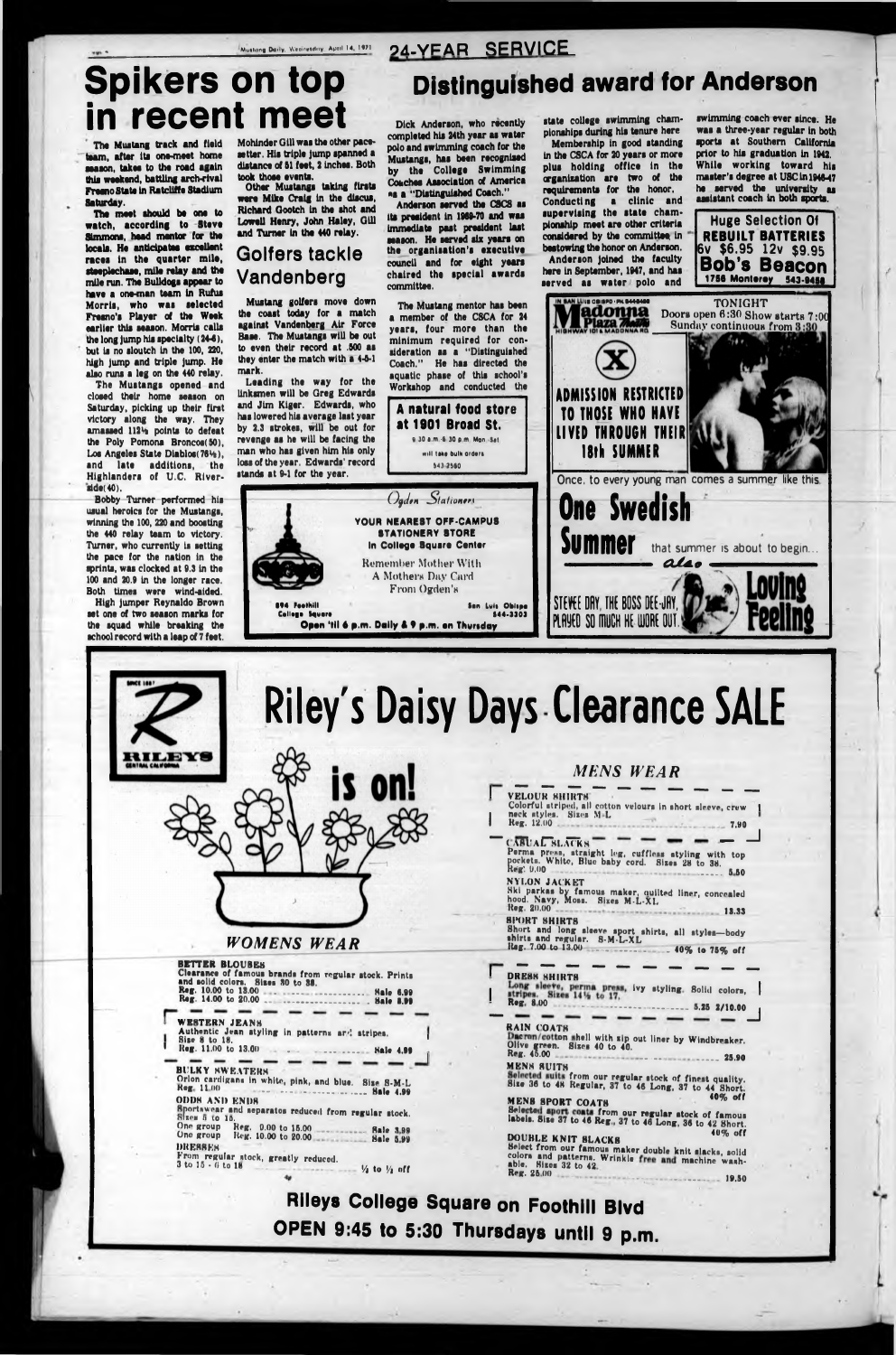# Spikers on top in recent meet

The Mustang track and field team, after its one-meet home season, takes to the road again this weekend, battling arch-rival Fresno State in Ratcliffe Stadium Saturday.

The meet should be one to watch, according to Steve Simmons, head mentor for the locals. He anticipates excellent races in the quarter mile, steeplechase, mile relay and the mile run. The Bulldogs appear to have a one-man team in Rufus Morris, who was selected Fresno's Player of the Week earlier this season. Morris calls the long jump his specialty (24-6), but is no slouch in the 100, 220, high jump and triple jump. He also runs a leg on the 440 relay.

The Mustangs opened and closed their home season on Saturday, picking up their first victory along the way. They amassed 112½ points to defeat the Poly Pomona Broncos(50), Los Angeles State Diablos(76½), and late additions, the Highlanders of U.C. Riverside(40).

Bobby Turner performed his usual heroics for the Mustangs, winning the 100, 220 and boosting the 440 relay team to victory. Turner, who currently is setting the pace for the nation in the sprints, was clocked at 9.3 in the 100 and 20.9 in the longer race. Both times were wind-aided.

High jumper Reynaldo Brown set one of two season marks for the squad while breaking the school record with a leap of 7 feet. Mohinder Gill was the other pace-setter. His triple jump spanned a distance of 51 feet, 2 inches. Both took those events.

Other Mustangs taking firsts were Mike Craig in the discus, Richard Gootch in the shot and Lowell Henry, John Haley, Gill and Turner in the 440 relay.

## Golfers tackle Vandenberg

Mustang golfers move down the coast today for a match against Vandenberg Air Force Base. The Mustangs will be out to even their record at .500 as they enter the match with a 4-5-1 mark.

Leading the way for the linksmen will be Greg Edwards and Jim Kiger. Edwards, who has lowered his average last year by 2.3 strokes, will be out for revenge as he will be facing the man who has given him his only loss of the year. Edwards' record stands at 9-1 for the year.

## 24-YEAR SERVICE

# Distinguished award for Anderson

Dick Anderson, who recently completed his 24th year as water polo and swimming coach for the Mustangs, has been recognized by the College Swimming Coaches Association of America as a "Distinguished Coach."

Anderson served the CSCS as its president in 1969-70 and was immediate past president last season. He served six years on the organization's executive council and for eight years chaired the special awards committee.

The Mustang mentor has been a member of the CSCA for 24 years, four more than the minimum required for consideration as a "Distinguished Coach." He has directed the aquatic phase of this school's Workshop and conducted the state college swimming championships during his tenure here.

Membership in good standing in the CSCA for 20 years or more plus holding office in the organization are two of the requirements for the honor. Conducting a clinic and supervising the state championship meet are other criteria considered by the committee in bestowing the honor on Anderson.

Anderson joined the faculty here in September, 1947, and has served as water polo and swimming coach ever since. He was a three-year regular in both sports at Southern California prior to his graduation in 1942. While working toward his master's degree at USC in 1946-47 he served the university as assistant coach in both sports.

---

**A natural food store at 1901 Broad St.**

9:30 a.m.-6:30 p.m. Mon.-Sat.

will take bulk orders

543-2580

---

Ogden Stationers

YOUR NEAREST OFF-CAMPUS STATIONERY STORE In College Square Center

Remember Mother With A Mothers Day Card From Ogden's

894 Foothill College Square — San Luis Obispo 544-3303

Open 'til 6 p.m. Daily & 9 p.m. on Thursday

---

Huge Selection Of REBUILT BATTERIES

6v $6.95 12v $9.95

Bob's Beacon

1756 Monterey 543-9458

---

Madonna Plaza Theatre

TONIGHT Doors open 6:30 Show starts 7:00 Sunday continuous from 3:30

(X) ADMISSION RESTRICTED TO THOSE WHO HAVE LIVED THROUGH THEIR 18th SUMMER

Once, to every young man comes a summer like this.

One Swedish Summer that summer is about to begin...

also

STEVEE DAY, THE BOSS DEE-JAY, PLAYED SO MUCH HE WORE OUT. Loving Feeling

---

RILEYS CENTRAL CALIFORNIA

# Riley's Daisy Days Clearance SALE

is on!

## WOMENS WEAR

**BETTER BLOUSES**
Clearance of famous brands from regular stock. Prints and solid colors. Sizes 30 to 38.
Reg. 10.00 to 13.00 ........ Sale 6.99
Reg. 14.00 to 20.00 ........ Sale 8.99

**WESTERN JEANS**
Authentic Jean styling in patterns and stripes. Size 8 to 18.
Reg. 11.00 to 13.00 ........ Sale 4.99

**BULKY SWEATERS**
Orlon cardigans in white, pink, and blue. Size S-M-L
Reg. 11.00 ........ Sale 4.99

**ODDS AND ENDS**
Sportswear and separates reduced from regular stock. Sizes 5 to 15.
One group Reg. 9.00 to 15.00 ........ Sale 3.99
One group Reg. 10.00 to 20.00 ........ Sale 5.99

**DRESSES**
From regular stock, greatly reduced.
3 to 15 - 6 to 18 ........ ⅓ to ½ off

## MENS WEAR

**VELOUR SHIRTS**
Colorful striped, all cotton velours in short sleeve, crew neck styles. Sizes M-L
Reg. 12.00 ........ 7.90

**CASUAL SLACKS**
Perma press, straight leg, cuffless styling with top pockets. White, Blue baby cord. Sizes 28 to 38.
Reg. 9.00 ........ 5.50

**NYLON JACKET**
Ski parkas by famous maker, quilted liner, concealed hood. Navy, Moss. Sizes M-L-XL
Reg. 20.00 ........ 13.33

**SPORT SHIRTS**
Short and long sleeve sport shirts, all styles—body shirts and regular. S-M-L-XL
Reg. 7.00 to 13.00 ........ 40% to 75% off

**DRESS SHIRTS**
Long sleeve, perma press, ivy styling. Solid colors, stripes. Sizes 14½ to 17.
Reg. 8.00 ........ 5.25 2/10.00

**RAIN COATS**
Dacron/cotton shell with zip out liner by Windbreaker. Olive green. Sizes 40 to 46.
Reg. 45.00 ........ 25.90

**MENS SUITS**
Selected suits from our regular stock of finest quality. Size 36 to 48 Regular, 37 to 46 Long, 37 to 44 Short. 40% off

**MENS SPORT COATS**
Selected sport coats from our regular stock of famous labels. Size 37 to 46 Reg., 37 to 46 Long, 36 to 42 Short. 40% off

**DOUBLE KNIT SLACKS**
Select from our famous maker double knit slacks, solid colors and patterns. Wrinkle free and machine washable. Sizes 32 to 42.
Reg. 25.00 ........ 19.50

**Rileys College Square on Foothill Blvd**

**OPEN 9:45 to 5:30 Thursdays until 9 p.m.**